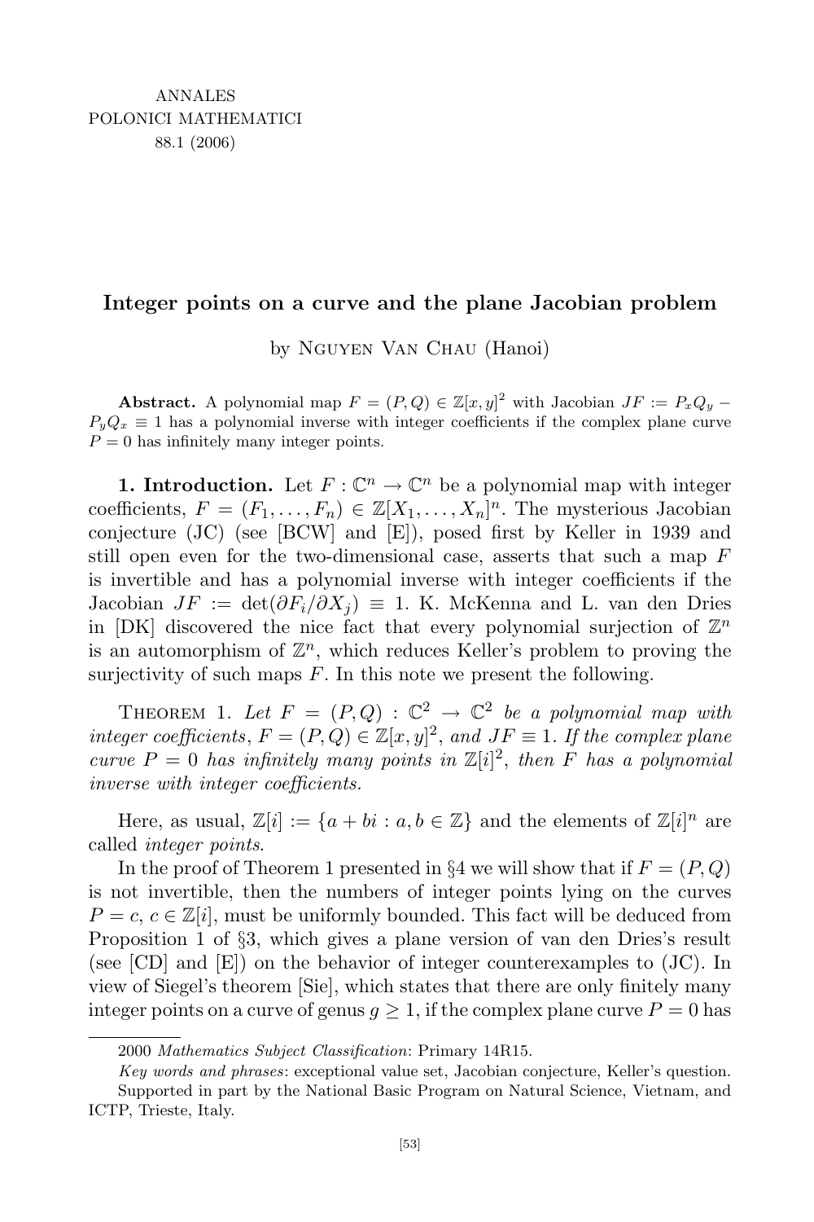ANNALES
POLONICI MATHEMATICI
88.1 (2006)

# Integer points on a curve and the plane Jacobian problem

by Nguyen Van Chau (Hanoi)

**Abstract.** A polynomial map $F = (P,Q) \in \mathbb{Z}[x,y]^2$ with Jacobian $JF := P_xQ_y - P_yQ_x \equiv 1$ has a polynomial inverse with integer coefficients if the complex plane curve $P = 0$ has infinitely many integer points.

**1. Introduction.** Let $F : \mathbb{C}^n \to \mathbb{C}^n$ be a polynomial map with integer coefficients, $F = (F_1, \ldots, F_n) \in \mathbb{Z}[X_1, \ldots, X_n]^n$. The mysterious Jacobian conjecture (JC) (see [BCW] and [E]), posed first by Keller in 1939 and still open even for the two-dimensional case, asserts that such a map $F$ is invertible and has a polynomial inverse with integer coefficients if the Jacobian $JF := \det(\partial F_i/\partial X_j) \equiv 1$. K. McKenna and L. van den Dries in [DK] discovered the nice fact that every polynomial surjection of $\mathbb{Z}^n$ is an automorphism of $\mathbb{Z}^n$, which reduces Keller's problem to proving the surjectivity of such maps $F$. In this note we present the following.

Theorem 1. *Let $F = (P,Q) : \mathbb{C}^2 \to \mathbb{C}^2$ be a polynomial map with integer coefficients, $F = (P,Q) \in \mathbb{Z}[x,y]^2$, and $JF \equiv 1$. If the complex plane curve $P = 0$ has infinitely many points in $\mathbb{Z}[i]^2$, then $F$ has a polynomial inverse with integer coefficients.*

Here, as usual, $\mathbb{Z}[i] := \{a + bi : a, b \in \mathbb{Z}\}$ and the elements of $\mathbb{Z}[i]^n$ are called *integer points*.

In the proof of Theorem 1 presented in §4 we will show that if $F = (P,Q)$ is not invertible, then the numbers of integer points lying on the curves $P = c$, $c \in \mathbb{Z}[i]$, must be uniformly bounded. This fact will be deduced from Proposition 1 of §3, which gives a plane version of van den Dries's result (see [CD] and [E]) on the behavior of integer counterexamples to (JC). In view of Siegel's theorem [Sie], which states that there are only finitely many integer points on a curve of genus $g \geq 1$, if the complex plane curve $P = 0$ has

2000 *Mathematics Subject Classification*: Primary 14R15.

*Key words and phrases*: exceptional value set, Jacobian conjecture, Keller's question.

Supported in part by the National Basic Program on Natural Science, Vietnam, and ICTP, Trieste, Italy.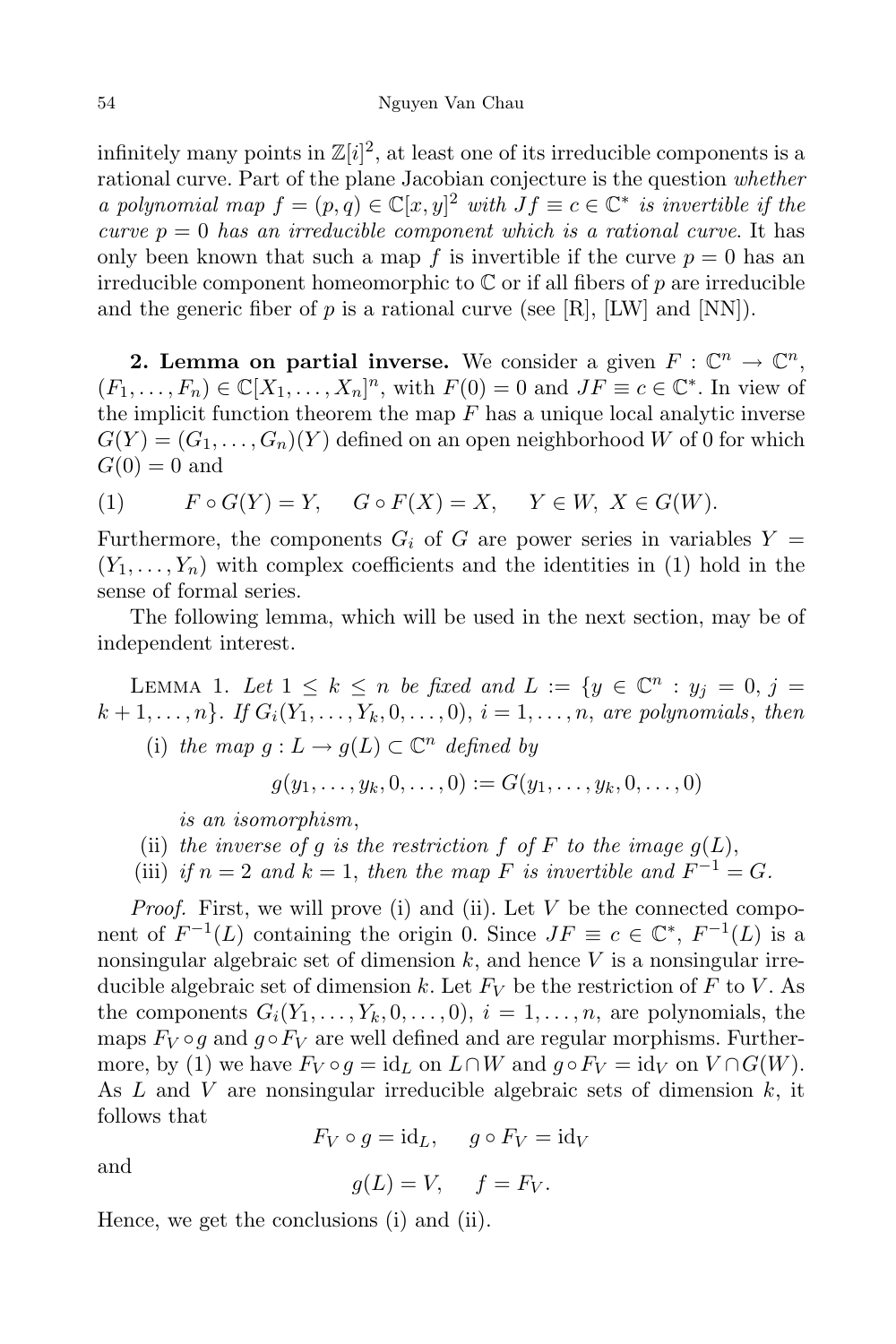infinitely many points in $\mathbb{Z}[i]^2$, at least one of its irreducible components is a rational curve. Part of the plane Jacobian conjecture is the question *whether a polynomial map $f = (p, q) \in \mathbb{C}[x, y]^2$ with $Jf \equiv c \in \mathbb{C}^*$ is invertible if the curve $p = 0$ has an irreducible component which is a rational curve.* It has only been known that such a map $f$ is invertible if the curve $p = 0$ has an irreducible component homeomorphic to $\mathbb{C}$ or if all fibers of $p$ are irreducible and the generic fiber of $p$ is a rational curve (see [R], [LW] and [NN]).

**2. Lemma on partial inverse.** We consider a given $F : \mathbb{C}^n \to \mathbb{C}^n$, $(F_1, \dots, F_n) \in \mathbb{C}[X_1, \dots, X_n]^n$, with $F(0) = 0$ and $JF \equiv c \in \mathbb{C}^*$. In view of the implicit function theorem the map $F$ has a unique local analytic inverse $G(Y) = (G_1, \dots, G_n)(Y)$ defined on an open neighborhood $W$ of $0$ for which $G(0) = 0$ and

$$F \circ G(Y) = Y, \quad G \circ F(X) = X, \quad Y \in W,\ X \in G(W). \tag{1}$$

Furthermore, the components $G_i$ of $G$ are power series in variables $Y = (Y_1, \dots, Y_n)$ with complex coefficients and the identities in (1) hold in the sense of formal series.

The following lemma, which will be used in the next section, may be of independent interest.

Lemma 1. *Let $1 \le k \le n$ be fixed and $L := \{y \in \mathbb{C}^n : y_j = 0,\ j = k+1, \dots, n\}$. If $G_i(Y_1, \dots, Y_k, 0, \dots, 0)$, $i = 1, \dots, n$, are polynomials, then*

(i) *the map $g : L \to g(L) \subset \mathbb{C}^n$ defined by*

$$g(y_1, \dots, y_k, 0, \dots, 0) := G(y_1, \dots, y_k, 0, \dots, 0)$$

*is an isomorphism,*

(ii) *the inverse of $g$ is the restriction $f$ of $F$ to the image $g(L)$,*

(iii) *if $n = 2$ and $k = 1$, then the map $F$ is invertible and $F^{-1} = G$.*

*Proof.* First, we will prove (i) and (ii). Let $V$ be the connected component of $F^{-1}(L)$ containing the origin $0$. Since $JF \equiv c \in \mathbb{C}^*$, $F^{-1}(L)$ is a nonsingular algebraic set of dimension $k$, and hence $V$ is a nonsingular irreducible algebraic set of dimension $k$. Let $F_V$ be the restriction of $F$ to $V$. As the components $G_i(Y_1, \dots, Y_k, 0, \dots, 0)$, $i = 1, \dots, n$, are polynomials, the maps $F_V \circ g$ and $g \circ F_V$ are well defined and are regular morphisms. Furthermore, by (1) we have $F_V \circ g = \mathrm{id}_L$ on $L \cap W$ and $g \circ F_V = \mathrm{id}_V$ on $V \cap G(W)$. As $L$ and $V$ are nonsingular irreducible algebraic sets of dimension $k$, it follows that

$$F_V \circ g = \mathrm{id}_L, \quad g \circ F_V = \mathrm{id}_V$$

and

$$g(L) = V, \quad f = F_V.$$

Hence, we get the conclusions (i) and (ii).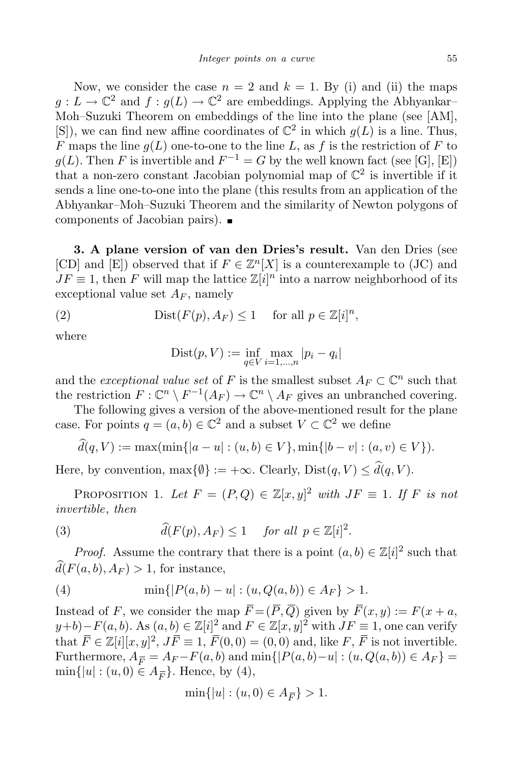Now, we consider the case $n = 2$ and $k = 1$. By (i) and (ii) the maps $g : L \to \mathbb{C}^2$ and $f : g(L) \to \mathbb{C}^2$ are embeddings. Applying the Abhyankar–Moh–Suzuki Theorem on embeddings of the line into the plane (see [AM], [S]), we can find new affine coordinates of $\mathbb{C}^2$ in which $g(L)$ is a line. Thus, $F$ maps the line $g(L)$ one-to-one to the line $L$, as $f$ is the restriction of $F$ to $g(L)$. Then $F$ is invertible and $F^{-1} = G$ by the well known fact (see [G], [E]) that a non-zero constant Jacobian polynomial map of $\mathbb{C}^2$ is invertible if it sends a line one-to-one into the plane (this results from an application of the Abhyankar–Moh–Suzuki Theorem and the similarity of Newton polygons of components of Jacobian pairs). ∎

**3. A plane version of van den Dries's result.** Van den Dries (see [CD] and [E]) observed that if $F \in \mathbb{Z}^n[X]$ is a counterexample to (JC) and $JF \equiv 1$, then $F$ will map the lattice $\mathbb{Z}[i]^n$ into a narrow neighborhood of its exceptional value set $A_F$, namely

$$\operatorname{Dist}(F(p), A_F) \leq 1 \quad \text{for all } p \in \mathbb{Z}[i]^n, \tag{2}$$

where

$$\operatorname{Dist}(p, V) := \inf_{q \in V} \max_{i=1,\dots,n} |p_i - q_i|$$

and the *exceptional value set* of $F$ is the smallest subset $A_F \subset \mathbb{C}^n$ such that the restriction $F : \mathbb{C}^n \setminus F^{-1}(A_F) \to \mathbb{C}^n \setminus A_F$ gives an unbranched covering.

The following gives a version of the above-mentioned result for the plane case. For points $q = (a, b) \in \mathbb{C}^2$ and a subset $V \subset \mathbb{C}^2$ we define

$$\widehat{d}(q, V) := \max(\min\{|a - u| : (u, b) \in V\}, \min\{|b - v| : (a, v) \in V\}).$$

Here, by convention, $\max\{\emptyset\} := +\infty$. Clearly, $\operatorname{Dist}(q, V) \leq \widehat{d}(q, V)$.

Proposition 1. *Let $F = (P, Q) \in \mathbb{Z}[x, y]^2$ with $JF \equiv 1$. If $F$ is not invertible, then*

$$\widehat{d}(F(p), A_F) \leq 1 \quad \textit{for all } p \in \mathbb{Z}[i]^2. \tag{3}$$

*Proof.* Assume the contrary that there is a point $(a, b) \in \mathbb{Z}[i]^2$ such that $\widehat{d}(F(a, b), A_F) > 1$, for instance,

$$\min\{|P(a, b) - u| : (u, Q(a, b)) \in A_F\} > 1. \tag{4}$$

Instead of $F$, we consider the map $\overline{F} = (\overline{P}, \overline{Q})$ given by $\overline{F}(x, y) := F(x + a, y + b) - F(a, b)$. As $(a, b) \in \mathbb{Z}[i]^2$ and $F \in \mathbb{Z}[x, y]^2$ with $JF \equiv 1$, one can verify that $\overline{F} \in \mathbb{Z}[i][x, y]^2$, $J\overline{F} \equiv 1$, $\overline{F}(0, 0) = (0, 0)$ and, like $F$, $\overline{F}$ is not invertible. Furthermore, $A_{\overline{F}} = A_F - F(a, b)$ and $\min\{|P(a, b) - u| : (u, Q(a, b)) \in A_F\} = \min\{|u| : (u, 0) \in A_{\overline{F}}\}$. Hence, by (4),

$$\min\{|u| : (u, 0) \in A_{\overline{F}}\} > 1.$$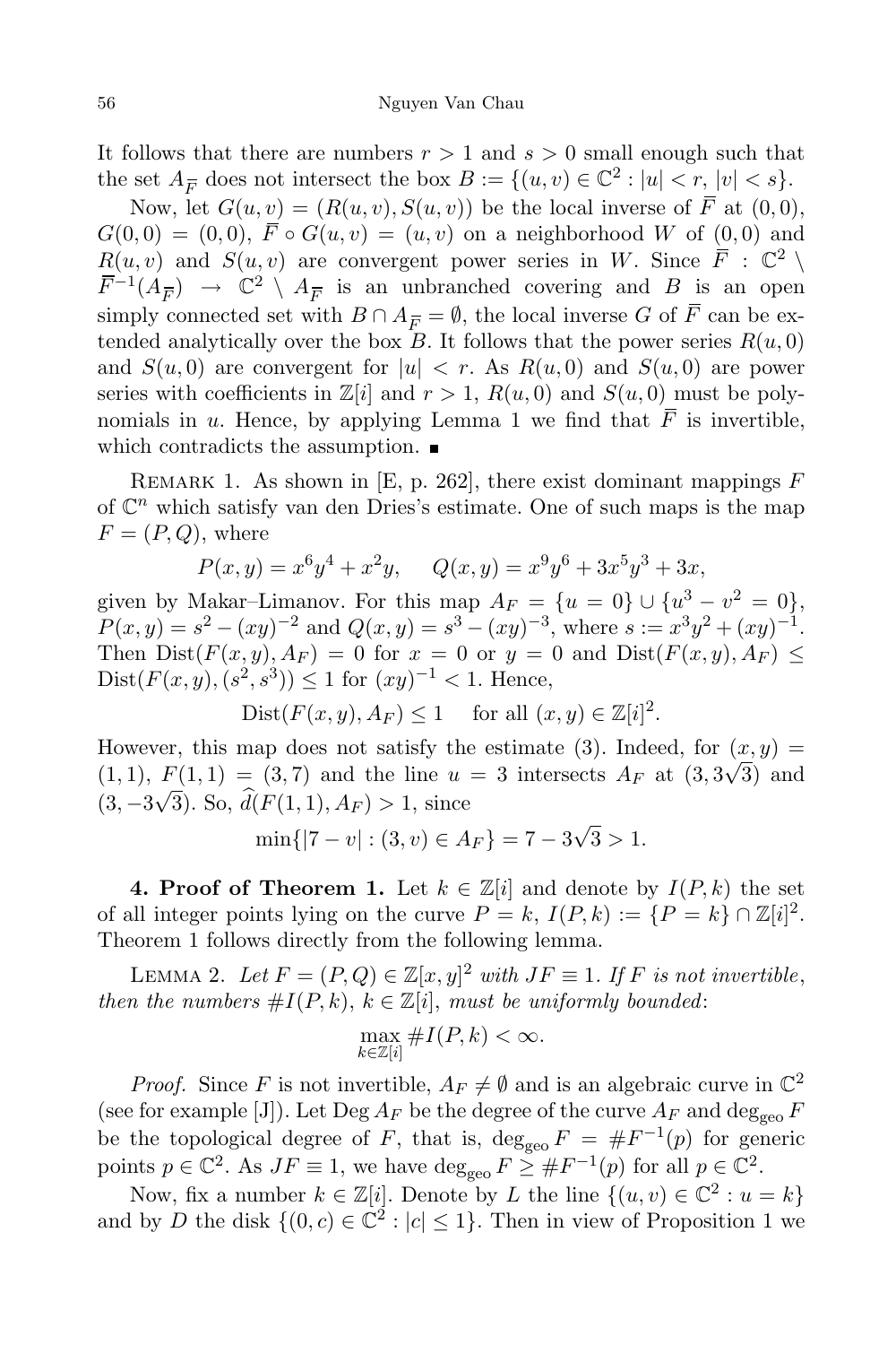It follows that there are numbers $r > 1$ and $s > 0$ small enough such that the set $A_{\overline{F}}$ does not intersect the box $B := \{(u,v) \in \mathbb{C}^2 : |u| < r, |v| < s\}$.

Now, let $G(u,v) = (R(u,v), S(u,v))$ be the local inverse of $\overline{F}$ at $(0,0)$, $G(0,0) = (0,0)$, $\overline{F} \circ G(u,v) = (u,v)$ on a neighborhood $W$ of $(0,0)$ and $R(u,v)$ and $S(u,v)$ are convergent power series in $W$. Since $\overline{F} : \mathbb{C}^2 \setminus \overline{F}^{-1}(A_{\overline{F}}) \to \mathbb{C}^2 \setminus A_{\overline{F}}$ is an unbranched covering and $B$ is an open simply connected set with $B \cap A_{\overline{F}} = \emptyset$, the local inverse $G$ of $\overline{F}$ can be extended analytically over the box $B$. It follows that the power series $R(u,0)$ and $S(u,0)$ are convergent for $|u| < r$. As $R(u,0)$ and $S(u,0)$ are power series with coefficients in $\mathbb{Z}[i]$ and $r > 1$, $R(u,0)$ and $S(u,0)$ must be polynomials in $u$. Hence, by applying Lemma 1 we find that $\overline{F}$ is invertible, which contradicts the assumption. ∎

Remark 1. As shown in [E, p. 262], there exist dominant mappings $F$ of $\mathbb{C}^n$ which satisfy van den Dries's estimate. One of such maps is the map $F = (P,Q)$, where

$$P(x,y) = x^6y^4 + x^2y, \quad Q(x,y) = x^9y^6 + 3x^5y^3 + 3x,$$

given by Makar–Limanov. For this map $A_F = \{u = 0\} \cup \{u^3 - v^2 = 0\}$, $P(x,y) = s^2 - (xy)^{-2}$ and $Q(x,y) = s^3 - (xy)^{-3}$, where $s := x^3y^2 + (xy)^{-1}$. Then $\operatorname{Dist}(F(x,y), A_F) = 0$ for $x = 0$ or $y = 0$ and $\operatorname{Dist}(F(x,y), A_F) \le \operatorname{Dist}(F(x,y), (s^2, s^3)) \le 1$ for $(xy)^{-1} < 1$. Hence,

$$\operatorname{Dist}(F(x,y), A_F) \le 1 \quad \text{for all } (x,y) \in \mathbb{Z}[i]^2.$$

However, this map does not satisfy the estimate (3). Indeed, for $(x,y) = (1,1)$, $F(1,1) = (3,7)$ and the line $u = 3$ intersects $A_F$ at $(3, 3\sqrt{3})$ and $(3, -3\sqrt{3})$. So, $\widehat{d}(F(1,1), A_F) > 1$, since

$$\min\{|7 - v| : (3,v) \in A_F\} = 7 - 3\sqrt{3} > 1.$$

**4. Proof of Theorem 1.** Let $k \in \mathbb{Z}[i]$ and denote by $I(P,k)$ the set of all integer points lying on the curve $P = k$, $I(P,k) := \{P = k\} \cap \mathbb{Z}[i]^2$. Theorem 1 follows directly from the following lemma.

Lemma 2. *Let $F = (P,Q) \in \mathbb{Z}[x,y]^2$ with $JF \equiv 1$. If $F$ is not invertible, then the numbers $\#I(P,k)$, $k \in \mathbb{Z}[i]$, must be uniformly bounded*:

$$\max_{k \in \mathbb{Z}[i]} \#I(P,k) < \infty.$$

*Proof.* Since $F$ is not invertible, $A_F \ne \emptyset$ and is an algebraic curve in $\mathbb{C}^2$ (see for example [J]). Let $\operatorname{Deg} A_F$ be the degree of the curve $A_F$ and $\deg_{\text{geo}} F$ be the topological degree of $F$, that is, $\deg_{\text{geo}} F = \#F^{-1}(p)$ for generic points $p \in \mathbb{C}^2$. As $JF \equiv 1$, we have $\deg_{\text{geo}} F \ge \#F^{-1}(p)$ for all $p \in \mathbb{C}^2$.

Now, fix a number $k \in \mathbb{Z}[i]$. Denote by $L$ the line $\{(u,v) \in \mathbb{C}^2 : u = k\}$ and by $D$ the disk $\{(0,c) \in \mathbb{C}^2 : |c| \le 1\}$. Then in view of Proposition 1 we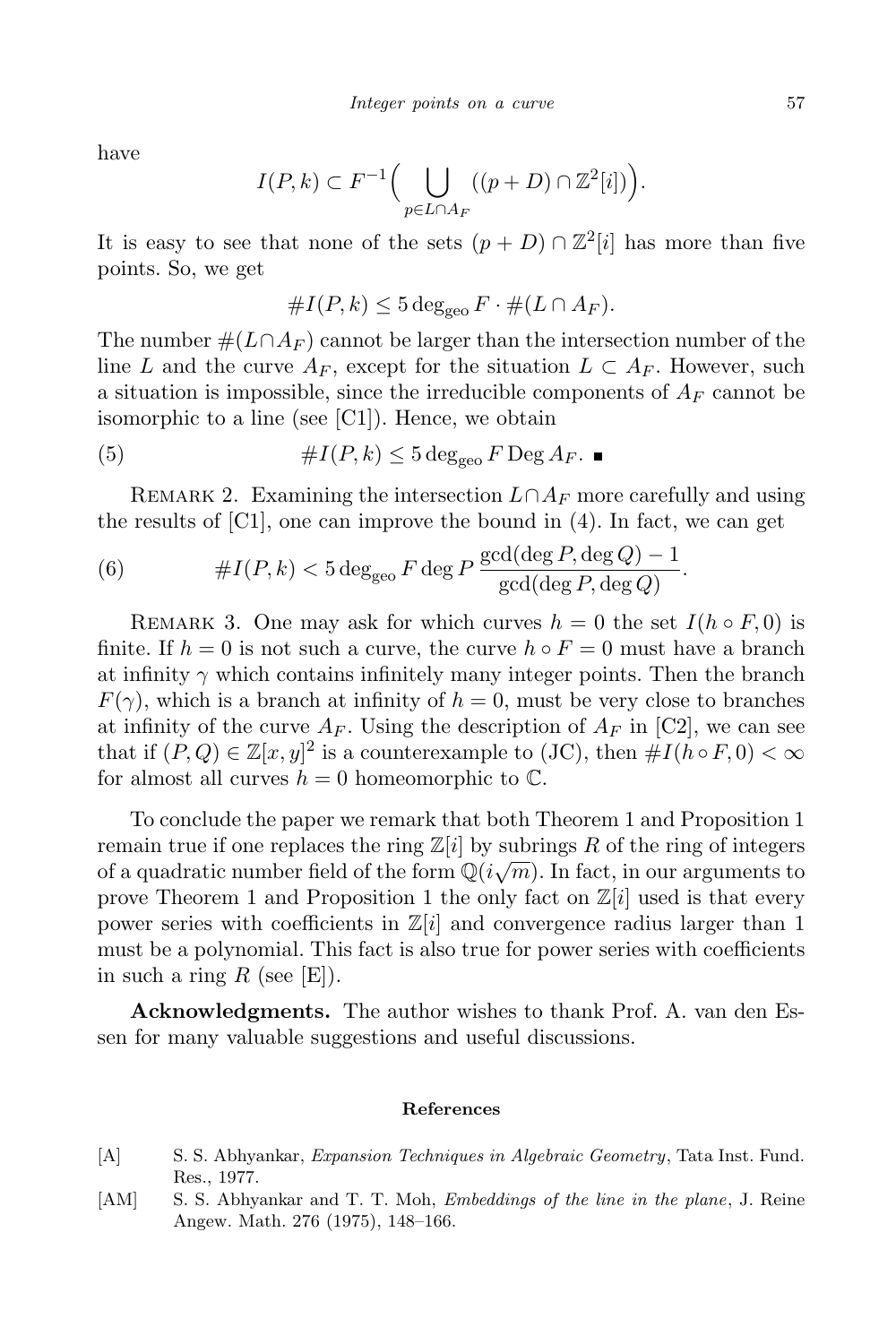have

$$I(P,k) \subset F^{-1}\Big(\bigcup_{p\in L\cap A_F}((p+D)\cap \mathbb{Z}^2[i])\Big).$$

It is easy to see that none of the sets $(p+D)\cap \mathbb{Z}^2[i]$ has more than five points. So, we get

$$\#I(P,k) \le 5\deg_{\mathrm{geo}} F\cdot \#(L\cap A_F).$$

The number $\#(L\cap A_F)$ cannot be larger than the intersection number of the line $L$ and the curve $A_F$, except for the situation $L\subset A_F$. However, such a situation is impossible, since the irreducible components of $A_F$ cannot be isomorphic to a line (see [C1]). Hence, we obtain

$$\#I(P,k) \le 5\deg_{\mathrm{geo}} F \operatorname{Deg} A_F. \quad (5) \qquad \blacksquare$$

Remark 2. Examining the intersection $L\cap A_F$ more carefully and using the results of [C1], one can improve the bound in (4). In fact, we can get

$$\#I(P,k) < 5\deg_{\mathrm{geo}} F \deg P\,\frac{\gcd(\deg P,\deg Q)-1}{\gcd(\deg P,\deg Q)}. \quad (6)$$

Remark 3. One may ask for which curves $h=0$ the set $I(h\circ F,0)$ is finite. If $h=0$ is not such a curve, the curve $h\circ F=0$ must have a branch at infinity $\gamma$ which contains infinitely many integer points. Then the branch $F(\gamma)$, which is a branch at infinity of $h=0$, must be very close to branches at infinity of the curve $A_F$. Using the description of $A_F$ in [C2], we can see that if $(P,Q)\in\mathbb{Z}[x,y]^2$ is a counterexample to (JC), then $\#I(h\circ F,0)<\infty$ for almost all curves $h=0$ homeomorphic to $\mathbb{C}$.

To conclude the paper we remark that both Theorem 1 and Proposition 1 remain true if one replaces the ring $\mathbb{Z}[i]$ by subrings $R$ of the ring of integers of a quadratic number field of the form $\mathbb{Q}(i\sqrt{m})$. In fact, in our arguments to prove Theorem 1 and Proposition 1 the only fact on $\mathbb{Z}[i]$ used is that every power series with coefficients in $\mathbb{Z}[i]$ and convergence radius larger than 1 must be a polynomial. This fact is also true for power series with coefficients in such a ring $R$ (see [E]).

**Acknowledgments.** The author wishes to thank Prof. A. van den Essen for many valuable suggestions and useful discussions.

## References

[A] S. S. Abhyankar, *Expansion Techniques in Algebraic Geometry*, Tata Inst. Fund. Res., 1977.

[AM] S. S. Abhyankar and T. T. Moh, *Embeddings of the line in the plane*, J. Reine Angew. Math. 276 (1975), 148–166.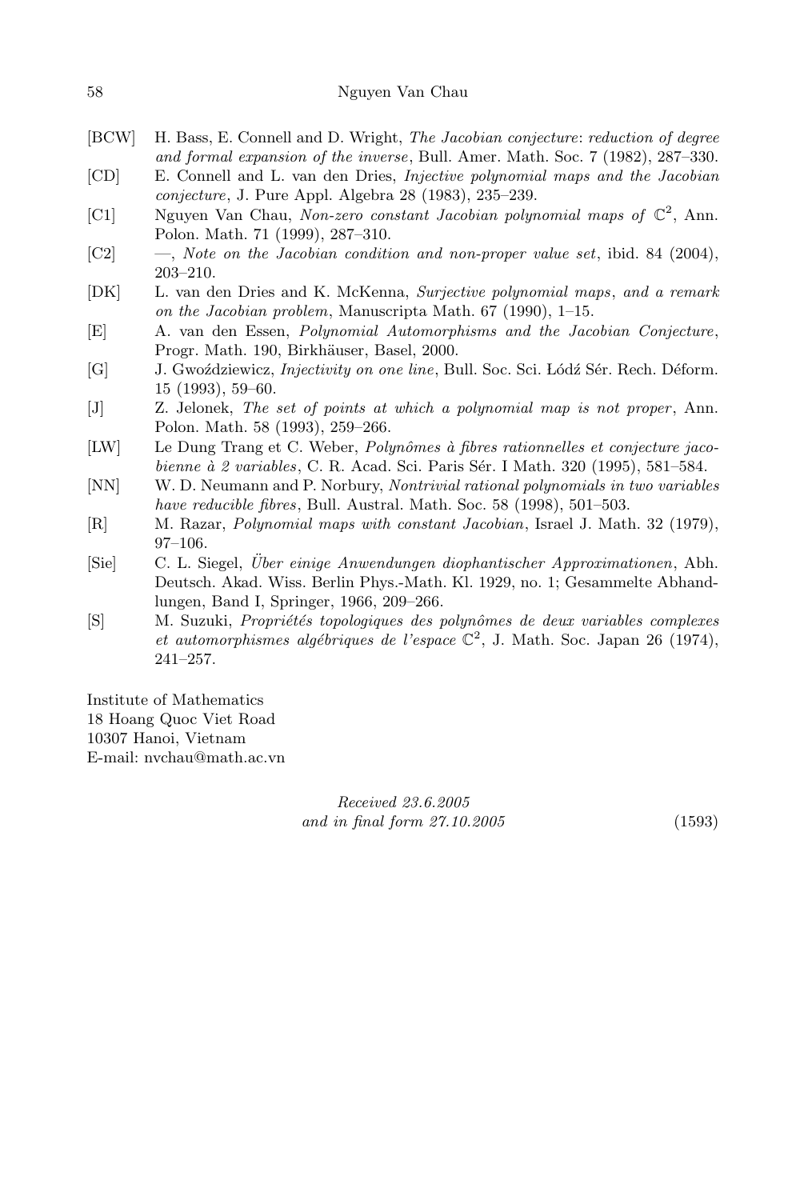[BCW] H. Bass, E. Connell and D. Wright, *The Jacobian conjecture: reduction of degree and formal expansion of the inverse*, Bull. Amer. Math. Soc. 7 (1982), 287–330.

[CD] E. Connell and L. van den Dries, *Injective polynomial maps and the Jacobian conjecture*, J. Pure Appl. Algebra 28 (1983), 235–239.

[C1] Nguyen Van Chau, *Non-zero constant Jacobian polynomial maps of* $\mathbb{C}^2$, Ann. Polon. Math. 71 (1999), 287–310.

[C2] —, *Note on the Jacobian condition and non-proper value set*, ibid. 84 (2004), 203–210.

[DK] L. van den Dries and K. McKenna, *Surjective polynomial maps, and a remark on the Jacobian problem*, Manuscripta Math. 67 (1990), 1–15.

[E] A. van den Essen, *Polynomial Automorphisms and the Jacobian Conjecture*, Progr. Math. 190, Birkhäuser, Basel, 2000.

[G] J. Gwoździewicz, *Injectivity on one line*, Bull. Soc. Sci. Łódź Sér. Rech. Déform. 15 (1993), 59–60.

[J] Z. Jelonek, *The set of points at which a polynomial map is not proper*, Ann. Polon. Math. 58 (1993), 259–266.

[LW] Le Dung Trang et C. Weber, *Polynômes à fibres rationnelles et conjecture jacobienne à 2 variables*, C. R. Acad. Sci. Paris Sér. I Math. 320 (1995), 581–584.

[NN] W. D. Neumann and P. Norbury, *Nontrivial rational polynomials in two variables have reducible fibres*, Bull. Austral. Math. Soc. 58 (1998), 501–503.

[R] M. Razar, *Polynomial maps with constant Jacobian*, Israel J. Math. 32 (1979), 97–106.

[Sie] C. L. Siegel, *Über einige Anwendungen diophantischer Approximationen*, Abh. Deutsch. Akad. Wiss. Berlin Phys.-Math. Kl. 1929, no. 1; Gesammelte Abhandlungen, Band I, Springer, 1966, 209–266.

[S] M. Suzuki, *Propriétés topologiques des polynômes de deux variables complexes et automorphismes algébriques de l'espace* $\mathbb{C}^2$, J. Math. Soc. Japan 26 (1974), 241–257.

Institute of Mathematics
18 Hoang Quoc Viet Road
10307 Hanoi, Vietnam
E-mail: nvchau@math.ac.vn

*Received 23.6.2005*
*and in final form 27.10.2005* (1593)